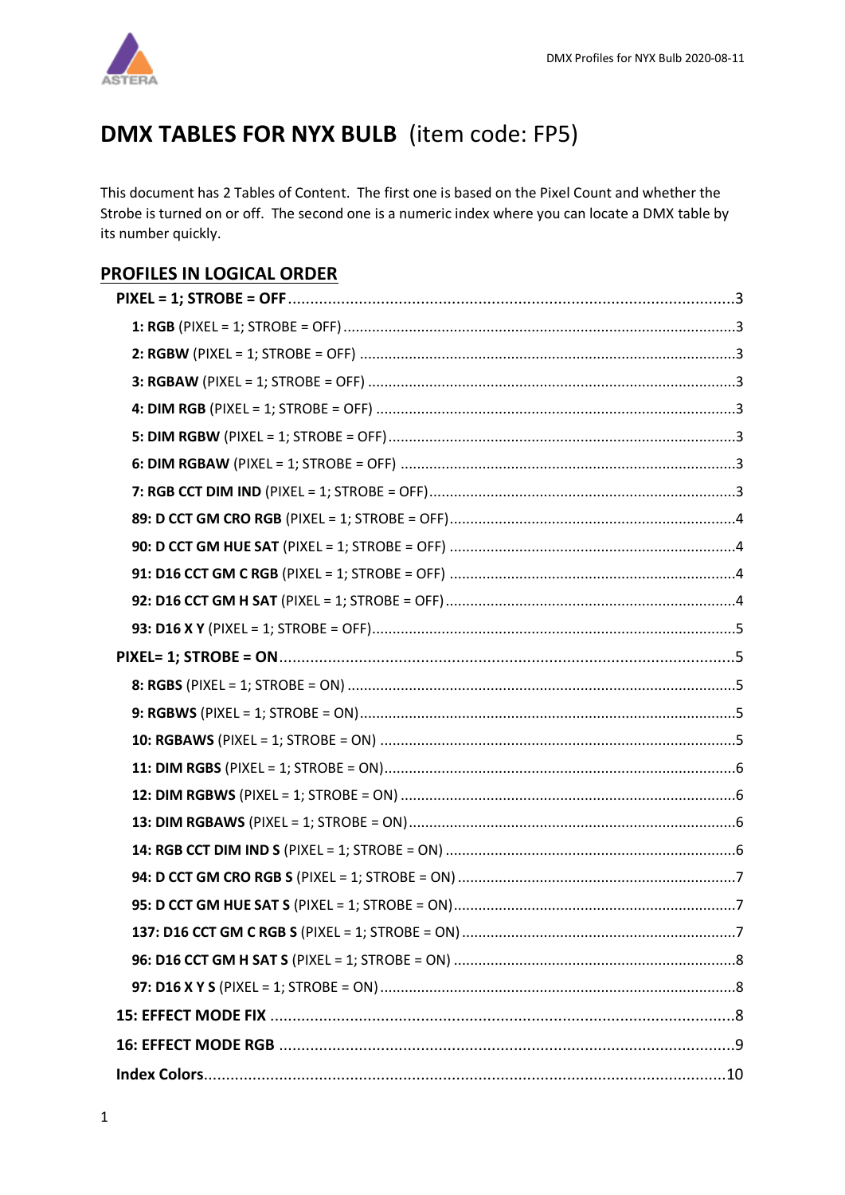# DMX TABLES FOR NYX BULB (item code: FP5)

This document has 2 Tables of Content. The first one is based on the Pixel Count and whether the Strobe is turned on or off. The second one is a numeric index where you can locate a DMX table by its number quickly.

## PROFILES IN LOGICAL ORDER

- **PIXEL = 1; STROBE = OFF** ........ 3
  - **1: RGB** (PIXEL = 1; STROBE = OFF) ........ 3
  - **2: RGBW** (PIXEL = 1; STROBE = OFF) ........ 3
  - **3: RGBAW** (PIXEL = 1; STROBE = OFF) ........ 3
  - **4: DIM RGB** (PIXEL = 1; STROBE = OFF) ........ 3
  - **5: DIM RGBW** (PIXEL = 1; STROBE = OFF) ........ 3
  - **6: DIM RGBAW** (PIXEL = 1; STROBE = OFF) ........ 3
  - **7: RGB CCT DIM IND** (PIXEL = 1; STROBE = OFF) ........ 3
  - **89: D CCT GM CRO RGB** (PIXEL = 1; STROBE = OFF) ........ 4
  - **90: D CCT GM HUE SAT** (PIXEL = 1; STROBE = OFF) ........ 4
  - **91: D16 CCT GM C RGB** (PIXEL = 1; STROBE = OFF) ........ 4
  - **92: D16 CCT GM H SAT** (PIXEL = 1; STROBE = OFF) ........ 4
  - **93: D16 X Y** (PIXEL = 1; STROBE = OFF) ........ 5
- **PIXEL= 1; STROBE = ON** ........ 5
  - **8: RGBS** (PIXEL = 1; STROBE = ON) ........ 5
  - **9: RGBWS** (PIXEL = 1; STROBE = ON) ........ 5
  - **10: RGBAWS** (PIXEL = 1; STROBE = ON) ........ 5
  - **11: DIM RGBS** (PIXEL = 1; STROBE = ON) ........ 6
  - **12: DIM RGBWS** (PIXEL = 1; STROBE = ON) ........ 6
  - **13: DIM RGBAWS** (PIXEL = 1; STROBE = ON) ........ 6
  - **14: RGB CCT DIM IND S** (PIXEL = 1; STROBE = ON) ........ 6
  - **94: D CCT GM CRO RGB S** (PIXEL = 1; STROBE = ON) ........ 7
  - **95: D CCT GM HUE SAT S** (PIXEL = 1; STROBE = ON) ........ 7
  - **137: D16 CCT GM C RGB S** (PIXEL = 1; STROBE = ON) ........ 7
  - **96: D16 CCT GM H SAT S** (PIXEL = 1; STROBE = ON) ........ 8
  - **97: D16 X Y S** (PIXEL = 1; STROBE = ON) ........ 8
- **15: EFFECT MODE FIX** ........ 8
- **16: EFFECT MODE RGB** ........ 9
- **Index Colors** ........ 10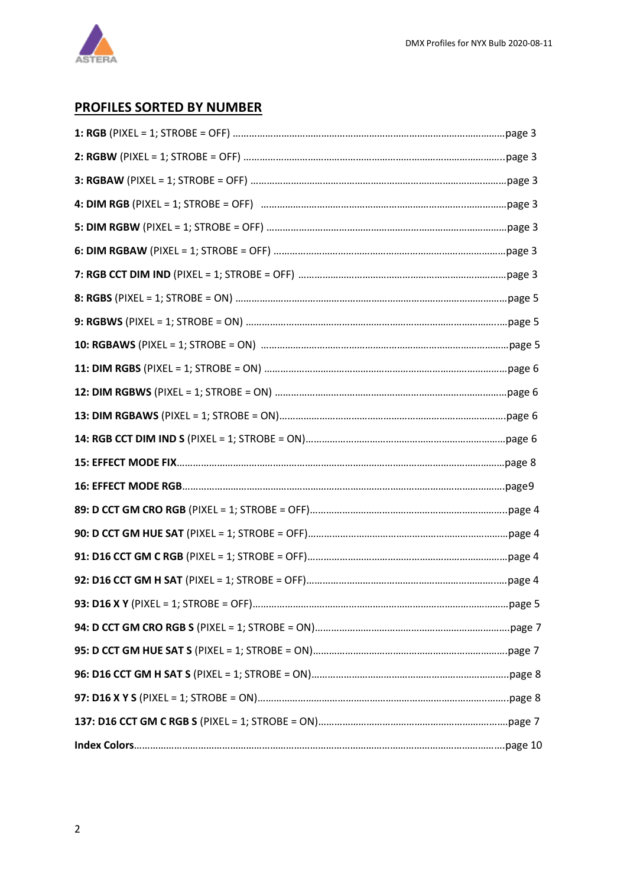## PROFILES SORTED BY NUMBER

**1: RGB** (PIXEL = 1; STROBE = OFF) ....................................................................................page 3

**2: RGBW** (PIXEL = 1; STROBE = OFF) ..................................................................................page 3

**3: RGBAW** (PIXEL = 1; STROBE = OFF) ...............................................................................page 3

**4: DIM RGB** (PIXEL = 1; STROBE = OFF) ............................................................................page 3

**5: DIM RGBW** (PIXEL = 1; STROBE = OFF) .........................................................................page 3

**6: DIM RGBAW** (PIXEL = 1; STROBE = OFF) ......................................................................page 3

**7: RGB CCT DIM IND** (PIXEL = 1; STROBE = OFF) .............................................................page 3

**8: RGBS** (PIXEL = 1; STROBE = ON) ....................................................................................page 5

**9: RGBWS** (PIXEL = 1; STROBE = ON) .................................................................................page 5

**10: RGBAWS** (PIXEL = 1; STROBE = ON) ............................................................................page 5

**11: DIM RGBS** (PIXEL = 1; STROBE = ON) ..........................................................................page 6

**12: DIM RGBWS** (PIXEL = 1; STROBE = ON) .......................................................................page 6

**13: DIM RGBAWS** (PIXEL = 1; STROBE = ON)....................................................................page 6

**14: RGB CCT DIM IND S** (PIXEL = 1; STROBE = ON)..........................................................page 6

**15: EFFECT MODE FIX**..........................................................................................................page 8

**16: EFFECT MODE RGB**.........................................................................................................page9

**89: D CCT GM CRO RGB** (PIXEL = 1; STROBE = OFF).........................................................page 4

**90: D CCT GM HUE SAT** (PIXEL = 1; STROBE = OFF)..........................................................page 4

**91: D16 CCT GM C RGB** (PIXEL = 1; STROBE = OFF)..........................................................page 4

**92: D16 CCT GM H SAT** (PIXEL = 1; STROBE = OFF)..........................................................page 4

**93: D16 X Y** (PIXEL = 1; STROBE = OFF)..............................................................................page 5

**94: D CCT GM CRO RGB S** (PIXEL = 1; STROBE = ON)........................................................page 7

**95: D CCT GM HUE SAT S** (PIXEL = 1; STROBE = ON).........................................................page 7

**96: D16 CCT GM H SAT S** (PIXEL = 1; STROBE = ON)..........................................................page 8

**97: D16 X Y S** (PIXEL = 1; STROBE = ON)..............................................................................page 8

**137: D16 CCT GM C RGB S** (PIXEL = 1; STROBE = ON).......................................................page 7

**Index Colors**.........................................................................................................................page 10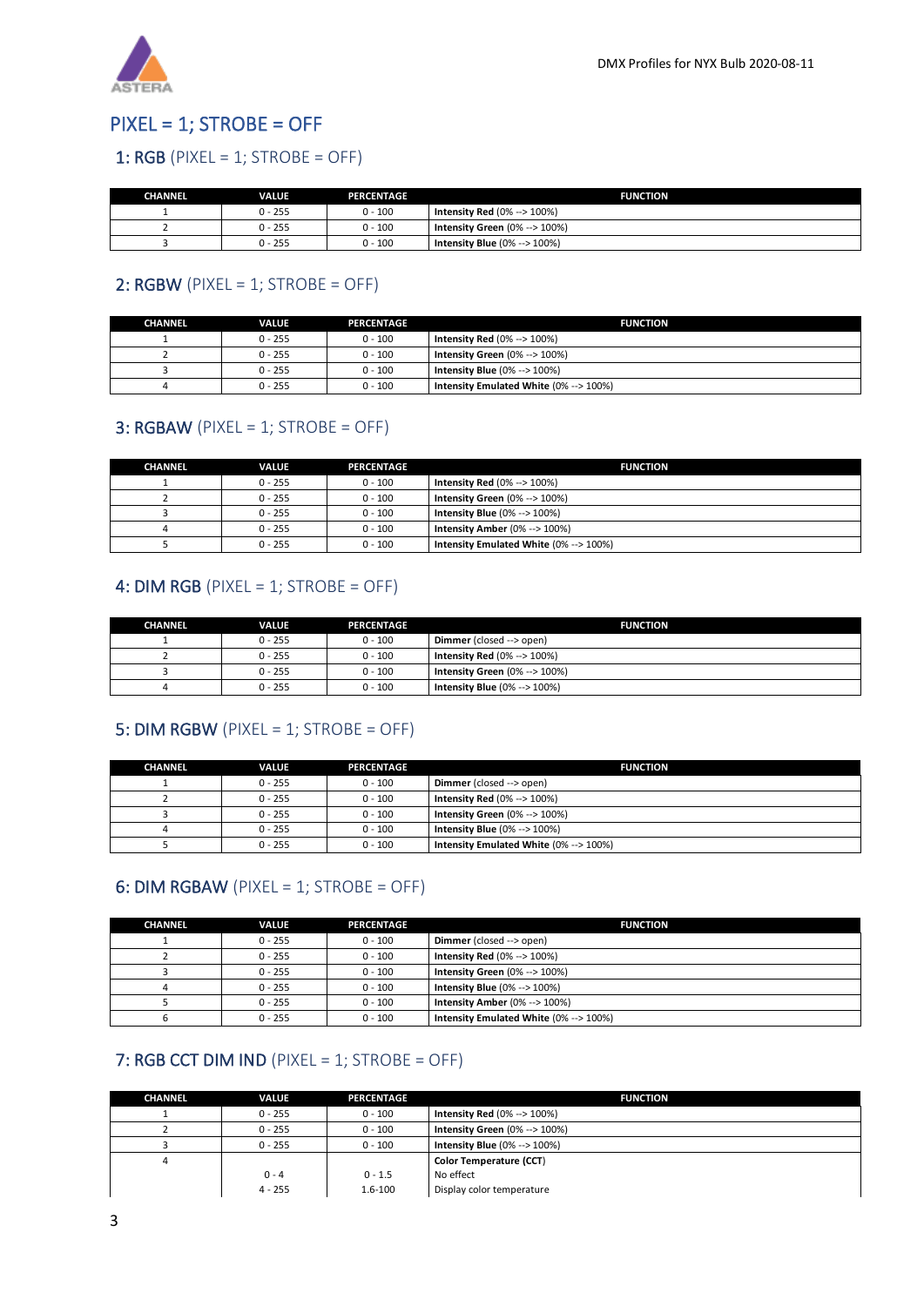# PIXEL = 1; STROBE = OFF

## 1: RGB (PIXEL = 1; STROBE = OFF)

| CHANNEL | VALUE | PERCENTAGE | FUNCTION |
|---|---|---|---|
| 1 | 0 - 255 | 0 - 100 | **Intensity Red** (0% --> 100%) |
| 2 | 0 - 255 | 0 - 100 | **Intensity Green** (0% --> 100%) |
| 3 | 0 - 255 | 0 - 100 | **Intensity Blue** (0% --> 100%) |

## 2: RGBW (PIXEL = 1; STROBE = OFF)

| CHANNEL | VALUE | PERCENTAGE | FUNCTION |
|---|---|---|---|
| 1 | 0 - 255 | 0 - 100 | **Intensity Red** (0% --> 100%) |
| 2 | 0 - 255 | 0 - 100 | **Intensity Green** (0% --> 100%) |
| 3 | 0 - 255 | 0 - 100 | **Intensity Blue** (0% --> 100%) |
| 4 | 0 - 255 | 0 - 100 | **Intensity Emulated White** (0% --> 100%) |

## 3: RGBAW (PIXEL = 1; STROBE = OFF)

| CHANNEL | VALUE | PERCENTAGE | FUNCTION |
|---|---|---|---|
| 1 | 0 - 255 | 0 - 100 | **Intensity Red** (0% --> 100%) |
| 2 | 0 - 255 | 0 - 100 | **Intensity Green** (0% --> 100%) |
| 3 | 0 - 255 | 0 - 100 | **Intensity Blue** (0% --> 100%) |
| 4 | 0 - 255 | 0 - 100 | **Intensity Amber** (0% --> 100%) |
| 5 | 0 - 255 | 0 - 100 | **Intensity Emulated White** (0% --> 100%) |

## 4: DIM RGB (PIXEL = 1; STROBE = OFF)

| CHANNEL | VALUE | PERCENTAGE | FUNCTION |
|---|---|---|---|
| 1 | 0 - 255 | 0 - 100 | **Dimmer** (closed --> open) |
| 2 | 0 - 255 | 0 - 100 | **Intensity Red** (0% --> 100%) |
| 3 | 0 - 255 | 0 - 100 | **Intensity Green** (0% --> 100%) |
| 4 | 0 - 255 | 0 - 100 | **Intensity Blue** (0% --> 100%) |

## 5: DIM RGBW (PIXEL = 1; STROBE = OFF)

| CHANNEL | VALUE | PERCENTAGE | FUNCTION |
|---|---|---|---|
| 1 | 0 - 255 | 0 - 100 | **Dimmer** (closed --> open) |
| 2 | 0 - 255 | 0 - 100 | **Intensity Red** (0% --> 100%) |
| 3 | 0 - 255 | 0 - 100 | **Intensity Green** (0% --> 100%) |
| 4 | 0 - 255 | 0 - 100 | **Intensity Blue** (0% --> 100%) |
| 5 | 0 - 255 | 0 - 100 | **Intensity Emulated White** (0% --> 100%) |

## 6: DIM RGBAW (PIXEL = 1; STROBE = OFF)

| CHANNEL | VALUE | PERCENTAGE | FUNCTION |
|---|---|---|---|
| 1 | 0 - 255 | 0 - 100 | **Dimmer** (closed --> open) |
| 2 | 0 - 255 | 0 - 100 | **Intensity Red** (0% --> 100%) |
| 3 | 0 - 255 | 0 - 100 | **Intensity Green** (0% --> 100%) |
| 4 | 0 - 255 | 0 - 100 | **Intensity Blue** (0% --> 100%) |
| 5 | 0 - 255 | 0 - 100 | **Intensity Amber** (0% --> 100%) |
| 6 | 0 - 255 | 0 - 100 | **Intensity Emulated White** (0% --> 100%) |

## 7: RGB CCT DIM IND (PIXEL = 1; STROBE = OFF)

| CHANNEL | VALUE | PERCENTAGE | FUNCTION |
|---|---|---|---|
| 1 | 0 - 255 | 0 - 100 | **Intensity Red** (0% --> 100%) |
| 2 | 0 - 255 | 0 - 100 | **Intensity Green** (0% --> 100%) |
| 3 | 0 - 255 | 0 - 100 | **Intensity Blue** (0% --> 100%) |
| 4 | | | **Color Temperature (CCT)** |
| | 0 - 4 | 0 - 1.5 | No effect |
| | 4 - 255 | 1.6-100 | Display color temperature |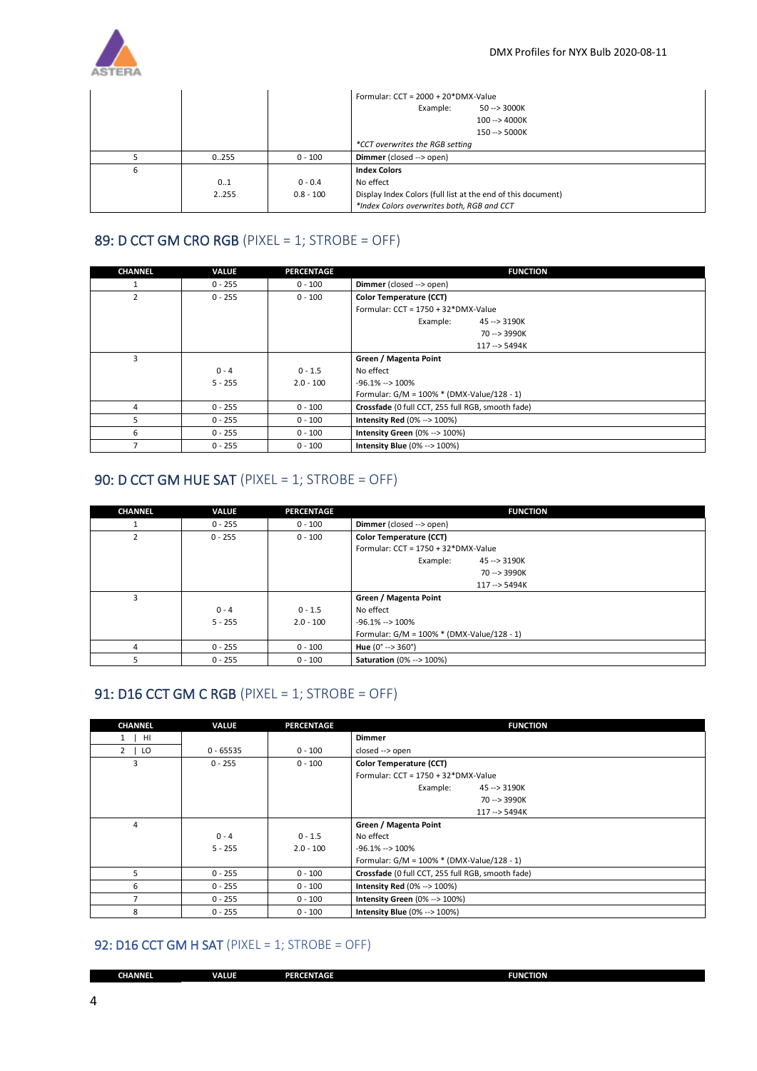| | | | Formular: CCT = 2000 + 20*DMX-Value<br>Example: 50 --> 3000K<br>100 --> 4000K<br>150 --> 5000K<br>*CCT overwrites the RGB setting* |
|---|---|---|---|
| 5 | 0..255 | 0 - 100 | **Dimmer** (closed --> open) |
| 6 | <br>0..1<br>2..255 | <br>0 - 0.4<br>0.8 - 100 | **Index Colors**<br>No effect<br>Display Index Colors (full list at the end of this document)<br>*Index Colors overwrites both, RGB and CCT* |

## 89: D CCT GM CRO RGB (PIXEL = 1; STROBE = OFF)

| CHANNEL | VALUE | PERCENTAGE | FUNCTION |
|---|---|---|---|
| 1 | 0 - 255 | 0 - 100 | **Dimmer** (closed --> open) |
| 2 | 0 - 255 | 0 - 100 | **Color Temperature (CCT)**<br>Formular: CCT = 1750 + 32*DMX-Value<br>Example: 45 --> 3190K<br>70 --> 3990K<br>117 --> 5494K |
| 3 | <br>0 - 4<br>5 - 255 | <br>0 - 1.5<br>2.0 - 100 | **Green / Magenta Point**<br>No effect<br>-96.1% --> 100%<br>Formular: G/M = 100% * (DMX-Value/128 - 1) |
| 4 | 0 - 255 | 0 - 100 | **Crossfade** (0 full CCT, 255 full RGB, smooth fade) |
| 5 | 0 - 255 | 0 - 100 | **Intensity Red** (0% --> 100%) |
| 6 | 0 - 255 | 0 - 100 | **Intensity Green** (0% --> 100%) |
| 7 | 0 - 255 | 0 - 100 | **Intensity Blue** (0% --> 100%) |

## 90: D CCT GM HUE SAT (PIXEL = 1; STROBE = OFF)

| CHANNEL | VALUE | PERCENTAGE | FUNCTION |
|---|---|---|---|
| 1 | 0 - 255 | 0 - 100 | **Dimmer** (closed --> open) |
| 2 | 0 - 255 | 0 - 100 | **Color Temperature (CCT)**<br>Formular: CCT = 1750 + 32*DMX-Value<br>Example: 45 --> 3190K<br>70 --> 3990K<br>117 --> 5494K |
| 3 | <br>0 - 4<br>5 - 255 | <br>0 - 1.5<br>2.0 - 100 | **Green / Magenta Point**<br>No effect<br>-96.1% --> 100%<br>Formular: G/M = 100% * (DMX-Value/128 - 1) |
| 4 | 0 - 255 | 0 - 100 | **Hue** (0° --> 360°) |
| 5 | 0 - 255 | 0 - 100 | **Saturation** (0% --> 100%) |

## 91: D16 CCT GM C RGB (PIXEL = 1; STROBE = OFF)

| CHANNEL | VALUE | PERCENTAGE | FUNCTION |
|---|---|---|---|
| 1 \| HI<br>2 \| LO | 0 - 65535 | 0 - 100 | **Dimmer**<br>closed --> open |
| 3 | 0 - 255 | 0 - 100 | **Color Temperature (CCT)**<br>Formular: CCT = 1750 + 32*DMX-Value<br>Example: 45 --> 3190K<br>70 --> 3990K<br>117 --> 5494K |
| 4 | <br>0 - 4<br>5 - 255 | <br>0 - 1.5<br>2.0 - 100 | **Green / Magenta Point**<br>No effect<br>-96.1% --> 100%<br>Formular: G/M = 100% * (DMX-Value/128 - 1) |
| 5 | 0 - 255 | 0 - 100 | **Crossfade** (0 full CCT, 255 full RGB, smooth fade) |
| 6 | 0 - 255 | 0 - 100 | **Intensity Red** (0% --> 100%) |
| 7 | 0 - 255 | 0 - 100 | **Intensity Green** (0% --> 100%) |
| 8 | 0 - 255 | 0 - 100 | **Intensity Blue** (0% --> 100%) |

## 92: D16 CCT GM H SAT (PIXEL = 1; STROBE = OFF)

| CHANNEL | VALUE | PERCENTAGE | FUNCTION |
|---|---|---|---|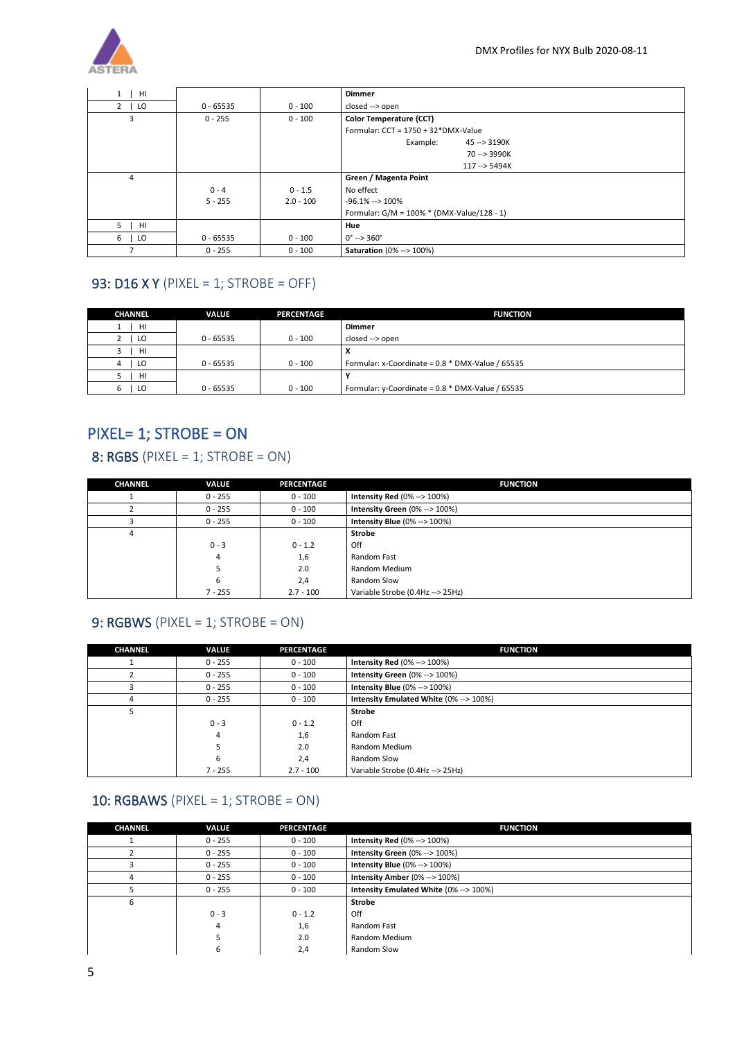| CHANNEL | VALUE | PERCENTAGE | FUNCTION |
|---|---|---|---|
| 1 \| HI | | | **Dimmer** |
| 2 \| LO | 0 - 65535 | 0 - 100 | closed --> open |
| 3 | 0 - 255 | 0 - 100 | **Color Temperature (CCT)** |
| | | | Formular: CCT = 1750 + 32*DMX-Value |
| | | | Example: 45 --> 3190K |
| | | | 70 --> 3990K |
| | | | 117 --> 5494K |
| 4 | | | **Green / Magenta Point** |
| | 0 - 4 | 0 - 1.5 | No effect |
| | 5 - 255 | 2.0 - 100 | -96.1% --> 100% |
| | | | Formular: G/M = 100% * (DMX-Value/128 - 1) |
| 5 \| HI | | | **Hue** |
| 6 \| LO | 0 - 65535 | 0 - 100 | 0° --> 360° |
| 7 | 0 - 255 | 0 - 100 | **Saturation** (0% --> 100%) |

## 93: D16 X Y (PIXEL = 1; STROBE = OFF)

| CHANNEL | VALUE | PERCENTAGE | FUNCTION |
|---|---|---|---|
| 1 \| HI | | | **Dimmer** |
| 2 \| LO | 0 - 65535 | 0 - 100 | closed --> open |
| 3 \| HI | | | **X** |
| 4 \| LO | 0 - 65535 | 0 - 100 | Formular: x-Coordinate = 0.8 * DMX-Value / 65535 |
| 5 \| HI | | | **Y** |
| 6 \| LO | 0 - 65535 | 0 - 100 | Formular: y-Coordinate = 0.8 * DMX-Value / 65535 |

# PIXEL= 1; STROBE = ON

## 8: RGBS (PIXEL = 1; STROBE = ON)

| CHANNEL | VALUE | PERCENTAGE | FUNCTION |
|---|---|---|---|
| 1 | 0 - 255 | 0 - 100 | **Intensity Red** (0% --> 100%) |
| 2 | 0 - 255 | 0 - 100 | **Intensity Green** (0% --> 100%) |
| 3 | 0 - 255 | 0 - 100 | **Intensity Blue** (0% --> 100%) |
| 4 | | | **Strobe** |
| | 0 - 3 | 0 - 1.2 | Off |
| | 4 | 1,6 | Random Fast |
| | 5 | 2.0 | Random Medium |
| | 6 | 2,4 | Random Slow |
| | 7 - 255 | 2.7 - 100 | Variable Strobe (0.4Hz --> 25Hz) |

## 9: RGBWS (PIXEL = 1; STROBE = ON)

| CHANNEL | VALUE | PERCENTAGE | FUNCTION |
|---|---|---|---|
| 1 | 0 - 255 | 0 - 100 | **Intensity Red** (0% --> 100%) |
| 2 | 0 - 255 | 0 - 100 | **Intensity Green** (0% --> 100%) |
| 3 | 0 - 255 | 0 - 100 | **Intensity Blue** (0% --> 100%) |
| 4 | 0 - 255 | 0 - 100 | **Intensity Emulated White** (0% --> 100%) |
| 5 | | | **Strobe** |
| | 0 - 3 | 0 - 1.2 | Off |
| | 4 | 1,6 | Random Fast |
| | 5 | 2.0 | Random Medium |
| | 6 | 2,4 | Random Slow |
| | 7 - 255 | 2.7 - 100 | Variable Strobe (0.4Hz --> 25Hz) |

## 10: RGBAWS (PIXEL = 1; STROBE = ON)

| CHANNEL | VALUE | PERCENTAGE | FUNCTION |
|---|---|---|---|
| 1 | 0 - 255 | 0 - 100 | **Intensity Red** (0% --> 100%) |
| 2 | 0 - 255 | 0 - 100 | **Intensity Green** (0% --> 100%) |
| 3 | 0 - 255 | 0 - 100 | **Intensity Blue** (0% --> 100%) |
| 4 | 0 - 255 | 0 - 100 | **Intensity Amber** (0% --> 100%) |
| 5 | 0 - 255 | 0 - 100 | **Intensity Emulated White** (0% --> 100%) |
| 6 | | | **Strobe** |
| | 0 - 3 | 0 - 1.2 | Off |
| | 4 | 1,6 | Random Fast |
| | 5 | 2.0 | Random Medium |
| | 6 | 2,4 | Random Slow |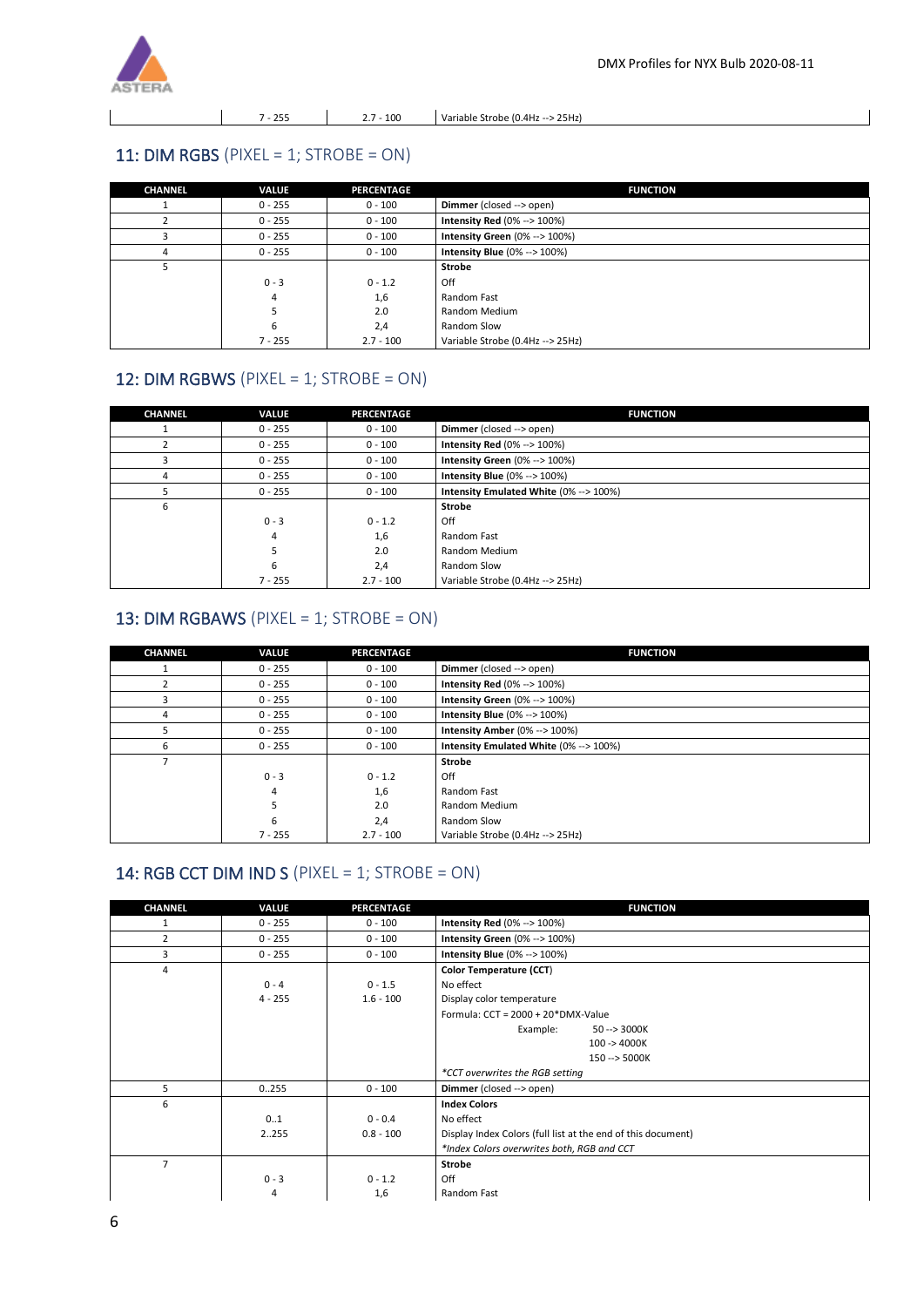|  | 7 - 255 | 2.7 - 100 | Variable Strobe (0.4Hz --> 25Hz) |
|---|---|---|---|

## 11: DIM RGBS (PIXEL = 1; STROBE = ON)

| CHANNEL | VALUE | PERCENTAGE | FUNCTION |
|---|---|---|---|
| 1 | 0 - 255 | 0 - 100 | **Dimmer** (closed --> open) |
| 2 | 0 - 255 | 0 - 100 | **Intensity Red** (0% --> 100%) |
| 3 | 0 - 255 | 0 - 100 | **Intensity Green** (0% --> 100%) |
| 4 | 0 - 255 | 0 - 100 | **Intensity Blue** (0% --> 100%) |
| 5 |  |  | **Strobe** |
|  | 0 - 3 | 0 - 1.2 | Off |
|  | 4 | 1,6 | Random Fast |
|  | 5 | 2.0 | Random Medium |
|  | 6 | 2,4 | Random Slow |
|  | 7 - 255 | 2.7 - 100 | Variable Strobe (0.4Hz --> 25Hz) |

## 12: DIM RGBWS (PIXEL = 1; STROBE = ON)

| CHANNEL | VALUE | PERCENTAGE | FUNCTION |
|---|---|---|---|
| 1 | 0 - 255 | 0 - 100 | **Dimmer** (closed --> open) |
| 2 | 0 - 255 | 0 - 100 | **Intensity Red** (0% --> 100%) |
| 3 | 0 - 255 | 0 - 100 | **Intensity Green** (0% --> 100%) |
| 4 | 0 - 255 | 0 - 100 | **Intensity Blue** (0% --> 100%) |
| 5 | 0 - 255 | 0 - 100 | **Intensity Emulated White** (0% --> 100%) |
| 6 |  |  | **Strobe** |
|  | 0 - 3 | 0 - 1.2 | Off |
|  | 4 | 1,6 | Random Fast |
|  | 5 | 2.0 | Random Medium |
|  | 6 | 2,4 | Random Slow |
|  | 7 - 255 | 2.7 - 100 | Variable Strobe (0.4Hz --> 25Hz) |

## 13: DIM RGBAWS (PIXEL = 1; STROBE = ON)

| CHANNEL | VALUE | PERCENTAGE | FUNCTION |
|---|---|---|---|
| 1 | 0 - 255 | 0 - 100 | **Dimmer** (closed --> open) |
| 2 | 0 - 255 | 0 - 100 | **Intensity Red** (0% --> 100%) |
| 3 | 0 - 255 | 0 - 100 | **Intensity Green** (0% --> 100%) |
| 4 | 0 - 255 | 0 - 100 | **Intensity Blue** (0% --> 100%) |
| 5 | 0 - 255 | 0 - 100 | **Intensity Amber** (0% --> 100%) |
| 6 | 0 - 255 | 0 - 100 | **Intensity Emulated White** (0% --> 100%) |
| 7 |  |  | **Strobe** |
|  | 0 - 3 | 0 - 1.2 | Off |
|  | 4 | 1,6 | Random Fast |
|  | 5 | 2.0 | Random Medium |
|  | 6 | 2,4 | Random Slow |
|  | 7 - 255 | 2.7 - 100 | Variable Strobe (0.4Hz --> 25Hz) |

## 14: RGB CCT DIM IND S (PIXEL = 1; STROBE = ON)

| CHANNEL | VALUE | PERCENTAGE | FUNCTION |
|---|---|---|---|
| 1 | 0 - 255 | 0 - 100 | **Intensity Red** (0% --> 100%) |
| 2 | 0 - 255 | 0 - 100 | **Intensity Green** (0% --> 100%) |
| 3 | 0 - 255 | 0 - 100 | **Intensity Blue** (0% --> 100%) |
| 4 |  |  | **Color Temperature (CCT)** |
|  | 0 - 4 | 0 - 1.5 | No effect |
|  | 4 - 255 | 1.6 - 100 | Display color temperature |
|  |  |  | Formula: CCT = 2000 + 20*DMX-Value |
|  |  |  | Example: 50 --> 3000K |
|  |  |  | 100 -> 4000K |
|  |  |  | 150 --> 5000K |
|  |  |  | *CCT overwrites the RGB setting* |
| 5 | 0..255 | 0 - 100 | **Dimmer** (closed --> open) |
| 6 |  |  | **Index Colors** |
|  | 0..1 | 0 - 0.4 | No effect |
|  | 2..255 | 0.8 - 100 | Display Index Colors (full list at the end of this document) |
|  |  |  | *Index Colors overwrites both, RGB and CCT* |
| 7 |  |  | **Strobe** |
|  | 0 - 3 | 0 - 1.2 | Off |
|  | 4 | 1,6 | Random Fast |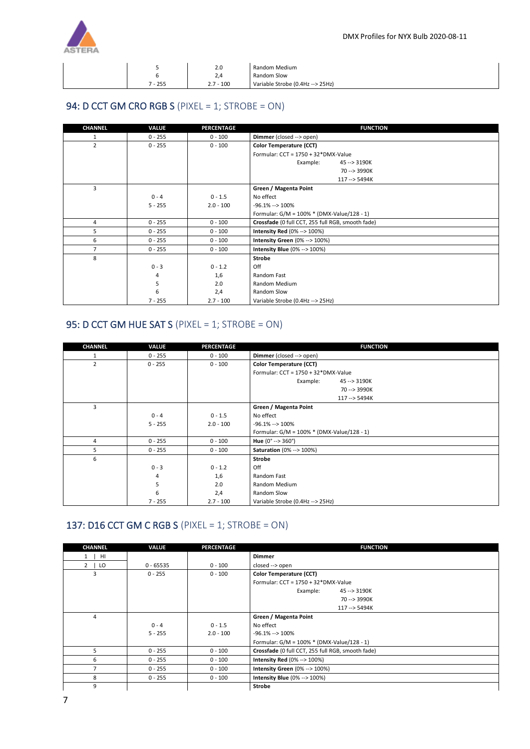| CHANNEL | VALUE | PERCENTAGE | FUNCTION |
|---|---|---|---|
| | 5 | 2.0 | Random Medium |
| | 6 | 2,4 | Random Slow |
| | 7 - 255 | 2.7 - 100 | Variable Strobe (0.4Hz --> 25Hz) |

## 94: D CCT GM CRO RGB S (PIXEL = 1; STROBE = ON)

| CHANNEL | VALUE | PERCENTAGE | FUNCTION |
|---|---|---|---|
| 1 | 0 - 255 | 0 - 100 | **Dimmer** (closed --> open) |
| 2 | 0 - 255 | 0 - 100 | **Color Temperature (CCT)** |
| | | | Formular: CCT = 1750 + 32*DMX-Value |
| | | | Example: 45 --> 3190K |
| | | | 70 --> 3990K |
| | | | 117 --> 5494K |
| 3 | | | **Green / Magenta Point** |
| | 0 - 4 | 0 - 1.5 | No effect |
| | 5 - 255 | 2.0 - 100 | -96.1% --> 100% |
| | | | Formular: G/M = 100% * (DMX-Value/128 - 1) |
| 4 | 0 - 255 | 0 - 100 | **Crossfade** (0 full CCT, 255 full RGB, smooth fade) |
| 5 | 0 - 255 | 0 - 100 | **Intensity Red** (0% --> 100%) |
| 6 | 0 - 255 | 0 - 100 | **Intensity Green** (0% --> 100%) |
| 7 | 0 - 255 | 0 - 100 | **Intensity Blue** (0% --> 100%) |
| 8 | | | **Strobe** |
| | 0 - 3 | 0 - 1.2 | Off |
| | 4 | 1,6 | Random Fast |
| | 5 | 2.0 | Random Medium |
| | 6 | 2,4 | Random Slow |
| | 7 - 255 | 2.7 - 100 | Variable Strobe (0.4Hz --> 25Hz) |

## 95: D CCT GM HUE SAT S (PIXEL = 1; STROBE = ON)

| CHANNEL | VALUE | PERCENTAGE | FUNCTION |
|---|---|---|---|
| 1 | 0 - 255 | 0 - 100 | **Dimmer** (closed --> open) |
| 2 | 0 - 255 | 0 - 100 | **Color Temperature (CCT)** |
| | | | Formular: CCT = 1750 + 32*DMX-Value |
| | | | Example: 45 --> 3190K |
| | | | 70 --> 3990K |
| | | | 117 --> 5494K |
| 3 | | | **Green / Magenta Point** |
| | 0 - 4 | 0 - 1.5 | No effect |
| | 5 - 255 | 2.0 - 100 | -96.1% --> 100% |
| | | | Formular: G/M = 100% * (DMX-Value/128 - 1) |
| 4 | 0 - 255 | 0 - 100 | **Hue** (0° --> 360°) |
| 5 | 0 - 255 | 0 - 100 | **Saturation** (0% --> 100%) |
| 6 | | | **Strobe** |
| | 0 - 3 | 0 - 1.2 | Off |
| | 4 | 1,6 | Random Fast |
| | 5 | 2.0 | Random Medium |
| | 6 | 2,4 | Random Slow |
| | 7 - 255 | 2.7 - 100 | Variable Strobe (0.4Hz --> 25Hz) |

## 137: D16 CCT GM C RGB S (PIXEL = 1; STROBE = ON)

| CHANNEL | VALUE | PERCENTAGE | FUNCTION |
|---|---|---|---|
| 1 \| HI | | | **Dimmer** |
| 2 \| LO | 0 - 65535 | 0 - 100 | closed --> open |
| 3 | 0 - 255 | 0 - 100 | **Color Temperature (CCT)** |
| | | | Formular: CCT = 1750 + 32*DMX-Value |
| | | | Example: 45 --> 3190K |
| | | | 70 --> 3990K |
| | | | 117 --> 5494K |
| 4 | | | **Green / Magenta Point** |
| | 0 - 4 | 0 - 1.5 | No effect |
| | 5 - 255 | 2.0 - 100 | -96.1% --> 100% |
| | | | Formular: G/M = 100% * (DMX-Value/128 - 1) |
| 5 | 0 - 255 | 0 - 100 | **Crossfade** (0 full CCT, 255 full RGB, smooth fade) |
| 6 | 0 - 255 | 0 - 100 | **Intensity Red** (0% --> 100%) |
| 7 | 0 - 255 | 0 - 100 | **Intensity Green** (0% --> 100%) |
| 8 | 0 - 255 | 0 - 100 | **Intensity Blue** (0% --> 100%) |
| 9 | | | **Strobe** |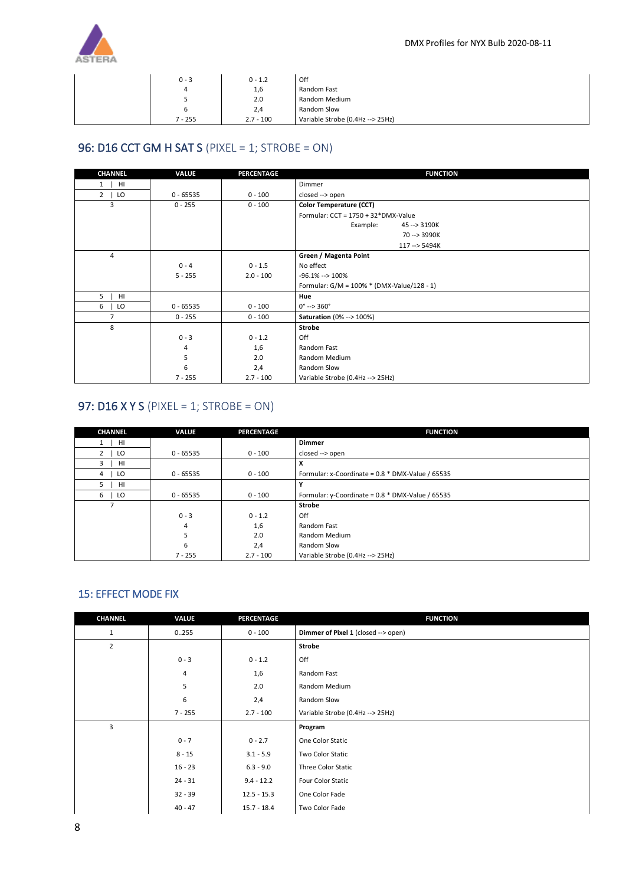| | VALUE | PERCENTAGE | FUNCTION |
|---|---|---|---|
| | 0 - 3 | 0 - 1.2 | Off |
| | 4 | 1,6 | Random Fast |
| | 5 | 2.0 | Random Medium |
| | 6 | 2,4 | Random Slow |
| | 7 - 255 | 2.7 - 100 | Variable Strobe (0.4Hz --> 25Hz) |

## 96: D16 CCT GM H SAT S (PIXEL = 1; STROBE = ON)

| CHANNEL | VALUE | PERCENTAGE | FUNCTION |
|---|---|---|---|
| 1 \| HI | | | Dimmer |
| 2 \| LO | 0 - 65535 | 0 - 100 | closed --> open |
| 3 | 0 - 255 | 0 - 100 | **Color Temperature (CCT)** |
| | | | Formular: CCT = 1750 + 32*DMX-Value |
| | | | Example: 45 --> 3190K |
| | | | 70 --> 3990K |
| | | | 117 --> 5494K |
| 4 | | | **Green / Magenta Point** |
| | 0 - 4 | 0 - 1.5 | No effect |
| | 5 - 255 | 2.0 - 100 | -96.1% --> 100% |
| | | | Formular: G/M = 100% * (DMX-Value/128 - 1) |
| 5 \| HI | | | **Hue** |
| 6 \| LO | 0 - 65535 | 0 - 100 | 0° --> 360° |
| 7 | 0 - 255 | 0 - 100 | **Saturation** (0% --> 100%) |
| 8 | | | **Strobe** |
| | 0 - 3 | 0 - 1.2 | Off |
| | 4 | 1,6 | Random Fast |
| | 5 | 2.0 | Random Medium |
| | 6 | 2,4 | Random Slow |
| | 7 - 255 | 2.7 - 100 | Variable Strobe (0.4Hz --> 25Hz) |

## 97: D16 X Y S (PIXEL = 1; STROBE = ON)

| CHANNEL | VALUE | PERCENTAGE | FUNCTION |
|---|---|---|---|
| 1 \| HI | | | **Dimmer** |
| 2 \| LO | 0 - 65535 | 0 - 100 | closed --> open |
| 3 \| HI | | | **X** |
| 4 \| LO | 0 - 65535 | 0 - 100 | Formular: x-Coordinate = 0.8 * DMX-Value / 65535 |
| 5 \| HI | | | **Y** |
| 6 \| LO | 0 - 65535 | 0 - 100 | Formular: y-Coordinate = 0.8 * DMX-Value / 65535 |
| 7 | | | **Strobe** |
| | 0 - 3 | 0 - 1.2 | Off |
| | 4 | 1,6 | Random Fast |
| | 5 | 2.0 | Random Medium |
| | 6 | 2,4 | Random Slow |
| | 7 - 255 | 2.7 - 100 | Variable Strobe (0.4Hz --> 25Hz) |

## 15: EFFECT MODE FIX

| CHANNEL | VALUE | PERCENTAGE | FUNCTION |
|---|---|---|---|
| 1 | 0..255 | 0 - 100 | **Dimmer of Pixel 1** (closed --> open) |
| 2 | | | **Strobe** |
| | 0 - 3 | 0 - 1.2 | Off |
| | 4 | 1,6 | Random Fast |
| | 5 | 2.0 | Random Medium |
| | 6 | 2,4 | Random Slow |
| | 7 - 255 | 2.7 - 100 | Variable Strobe (0.4Hz --> 25Hz) |
| 3 | | | **Program** |
| | 0 - 7 | 0 - 2.7 | One Color Static |
| | 8 - 15 | 3.1 - 5.9 | Two Color Static |
| | 16 - 23 | 6.3 - 9.0 | Three Color Static |
| | 24 - 31 | 9.4 - 12.2 | Four Color Static |
| | 32 - 39 | 12.5 - 15.3 | One Color Fade |
| | 40 - 47 | 15.7 - 18.4 | Two Color Fade |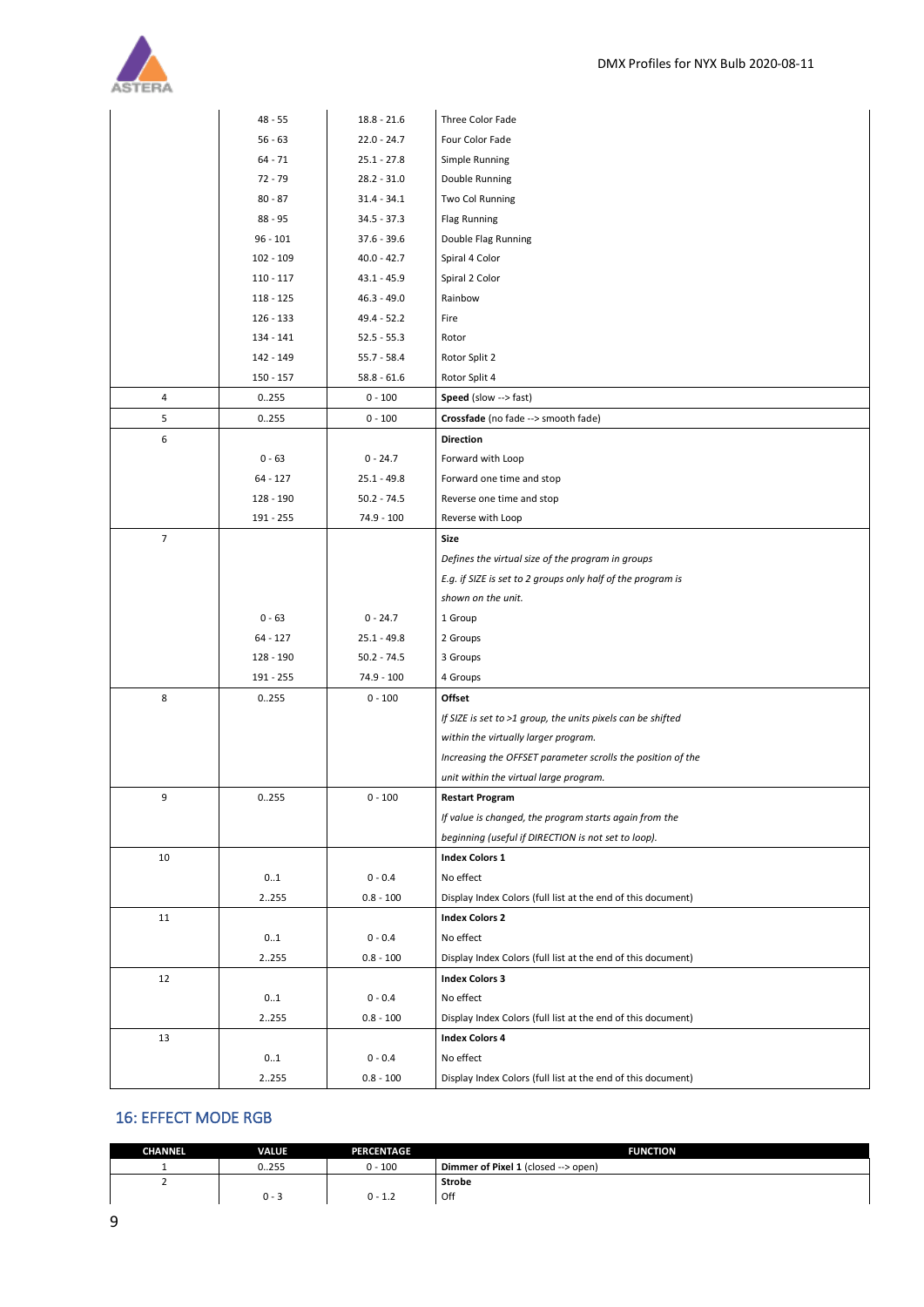| | | | |
|---|---|---|---|
| | 48 - 55 | 18.8 - 21.6 | Three Color Fade |
| | 56 - 63 | 22.0 - 24.7 | Four Color Fade |
| | 64 - 71 | 25.1 - 27.8 | Simple Running |
| | 72 - 79 | 28.2 - 31.0 | Double Running |
| | 80 - 87 | 31.4 - 34.1 | Two Col Running |
| | 88 - 95 | 34.5 - 37.3 | Flag Running |
| | 96 - 101 | 37.6 - 39.6 | Double Flag Running |
| | 102 - 109 | 40.0 - 42.7 | Spiral 4 Color |
| | 110 - 117 | 43.1 - 45.9 | Spiral 2 Color |
| | 118 - 125 | 46.3 - 49.0 | Rainbow |
| | 126 - 133 | 49.4 - 52.2 | Fire |
| | 134 - 141 | 52.5 - 55.3 | Rotor |
| | 142 - 149 | 55.7 - 58.4 | Rotor Split 2 |
| | 150 - 157 | 58.8 - 61.6 | Rotor Split 4 |
| 4 | 0..255 | 0 - 100 | **Speed** (slow --> fast) |
| 5 | 0..255 | 0 - 100 | **Crossfade** (no fade --> smooth fade) |
| 6 | | | **Direction** |
| | 0 - 63 | 0 - 24.7 | Forward with Loop |
| | 64 - 127 | 25.1 - 49.8 | Forward one time and stop |
| | 128 - 190 | 50.2 - 74.5 | Reverse one time and stop |
| | 191 - 255 | 74.9 - 100 | Reverse with Loop |
| 7 | | | **Size** |
| | | | *Defines the virtual size of the program in groups* |
| | | | *E.g. if SIZE is set to 2 groups only half of the program is* |
| | | | *shown on the unit.* |
| | 0 - 63 | 0 - 24.7 | 1 Group |
| | 64 - 127 | 25.1 - 49.8 | 2 Groups |
| | 128 - 190 | 50.2 - 74.5 | 3 Groups |
| | 191 - 255 | 74.9 - 100 | 4 Groups |
| 8 | 0..255 | 0 - 100 | **Offset** |
| | | | *If SIZE is set to >1 group, the units pixels can be shifted* |
| | | | *within the virtually larger program.* |
| | | | *Increasing the OFFSET parameter scrolls the position of the* |
| | | | *unit within the virtual large program.* |
| 9 | 0..255 | 0 - 100 | **Restart Program** |
| | | | *If value is changed, the program starts again from the* |
| | | | *beginning (useful if DIRECTION is not set to loop).* |
| 10 | | | **Index Colors 1** |
| | 0..1 | 0 - 0.4 | No effect |
| | 2..255 | 0.8 - 100 | Display Index Colors (full list at the end of this document) |
| 11 | | | **Index Colors 2** |
| | 0..1 | 0 - 0.4 | No effect |
| | 2..255 | 0.8 - 100 | Display Index Colors (full list at the end of this document) |
| 12 | | | **Index Colors 3** |
| | 0..1 | 0 - 0.4 | No effect |
| | 2..255 | 0.8 - 100 | Display Index Colors (full list at the end of this document) |
| 13 | | | **Index Colors 4** |
| | 0..1 | 0 - 0.4 | No effect |
| | 2..255 | 0.8 - 100 | Display Index Colors (full list at the end of this document) |

## 16: EFFECT MODE RGB

| CHANNEL | VALUE | PERCENTAGE | FUNCTION |
|---|---|---|---|
| 1 | 0..255 | 0 - 100 | **Dimmer of Pixel 1** (closed --> open) |
| 2 | | | **Strobe** |
| | 0 - 3 | 0 - 1.2 | Off |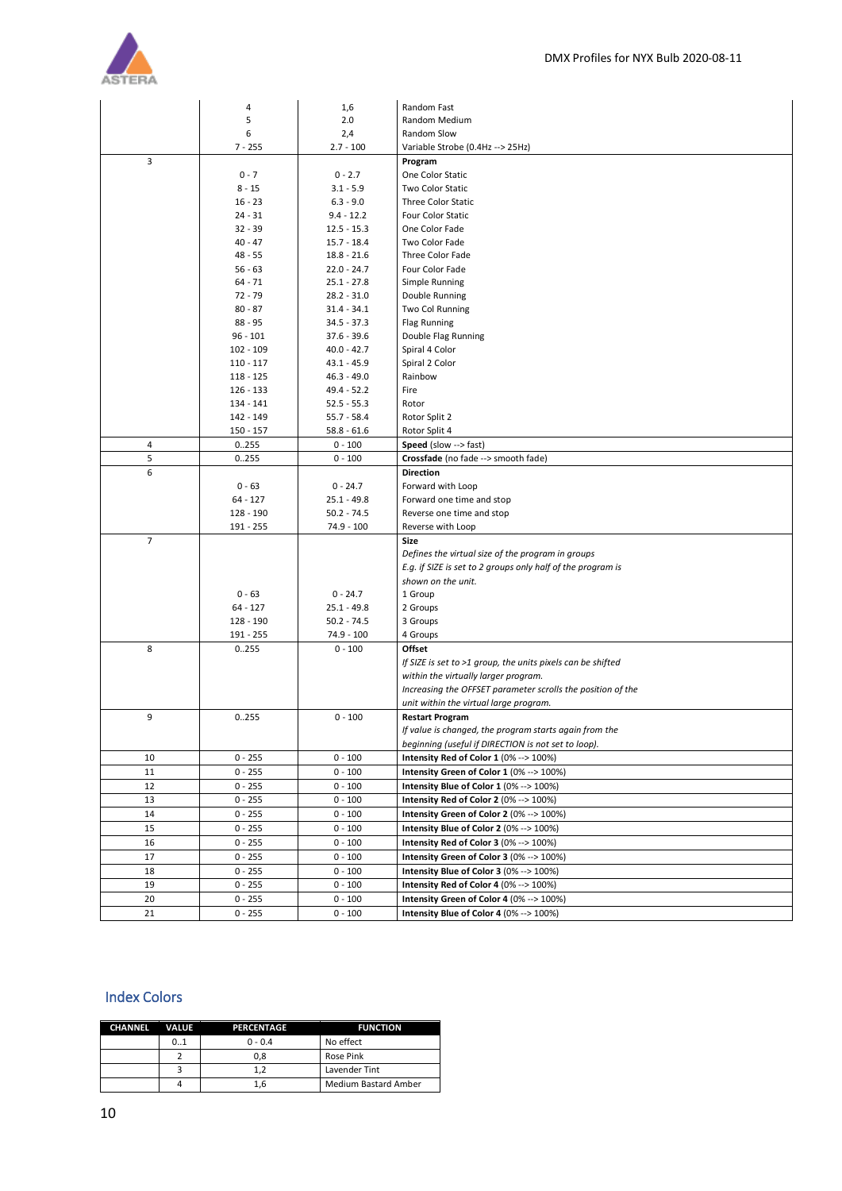| | | | |
|---|---|---|---|
| | 4 | 1,6 | Random Fast |
| | 5 | 2.0 | Random Medium |
| | 6 | 2,4 | Random Slow |
| | 7 - 255 | 2.7 - 100 | Variable Strobe (0.4Hz --> 25Hz) |
| 3 | | | **Program** |
| | 0 - 7 | 0 - 2.7 | One Color Static |
| | 8 - 15 | 3.1 - 5.9 | Two Color Static |
| | 16 - 23 | 6.3 - 9.0 | Three Color Static |
| | 24 - 31 | 9.4 - 12.2 | Four Color Static |
| | 32 - 39 | 12.5 - 15.3 | One Color Fade |
| | 40 - 47 | 15.7 - 18.4 | Two Color Fade |
| | 48 - 55 | 18.8 - 21.6 | Three Color Fade |
| | 56 - 63 | 22.0 - 24.7 | Four Color Fade |
| | 64 - 71 | 25.1 - 27.8 | Simple Running |
| | 72 - 79 | 28.2 - 31.0 | Double Running |
| | 80 - 87 | 31.4 - 34.1 | Two Col Running |
| | 88 - 95 | 34.5 - 37.3 | Flag Running |
| | 96 - 101 | 37.6 - 39.6 | Double Flag Running |
| | 102 - 109 | 40.0 - 42.7 | Spiral 4 Color |
| | 110 - 117 | 43.1 - 45.9 | Spiral 2 Color |
| | 118 - 125 | 46.3 - 49.0 | Rainbow |
| | 126 - 133 | 49.4 - 52.2 | Fire |
| | 134 - 141 | 52.5 - 55.3 | Rotor |
| | 142 - 149 | 55.7 - 58.4 | Rotor Split 2 |
| | 150 - 157 | 58.8 - 61.6 | Rotor Split 4 |
| 4 | 0..255 | 0 - 100 | **Speed** (slow --> fast) |
| 5 | 0..255 | 0 - 100 | **Crossfade** (no fade --> smooth fade) |
| 6 | | | **Direction** |
| | 0 - 63 | 0 - 24.7 | Forward with Loop |
| | 64 - 127 | 25.1 - 49.8 | Forward one time and stop |
| | 128 - 190 | 50.2 - 74.5 | Reverse one time and stop |
| | 191 - 255 | 74.9 - 100 | Reverse with Loop |
| 7 | | | **Size**<br>*Defines the virtual size of the program in groups*<br>*E.g. if SIZE is set to 2 groups only half of the program is shown on the unit.* |
| | 0 - 63 | 0 - 24.7 | 1 Group |
| | 64 - 127 | 25.1 - 49.8 | 2 Groups |
| | 128 - 190 | 50.2 - 74.5 | 3 Groups |
| | 191 - 255 | 74.9 - 100 | 4 Groups |
| 8 | 0..255 | 0 - 100 | **Offset**<br>*If SIZE is set to >1 group, the units pixels can be shifted within the virtually larger program.*<br>*Increasing the OFFSET parameter scrolls the position of the unit within the virtual large program.* |
| 9 | 0..255 | 0 - 100 | **Restart Program**<br>*If value is changed, the program starts again from the beginning (useful if DIRECTION is not set to loop).* |
| 10 | 0 - 255 | 0 - 100 | **Intensity Red of Color 1** (0% --> 100%) |
| 11 | 0 - 255 | 0 - 100 | **Intensity Green of Color 1** (0% --> 100%) |
| 12 | 0 - 255 | 0 - 100 | **Intensity Blue of Color 1** (0% --> 100%) |
| 13 | 0 - 255 | 0 - 100 | **Intensity Red of Color 2** (0% --> 100%) |
| 14 | 0 - 255 | 0 - 100 | **Intensity Green of Color 2** (0% --> 100%) |
| 15 | 0 - 255 | 0 - 100 | **Intensity Blue of Color 2** (0% --> 100%) |
| 16 | 0 - 255 | 0 - 100 | **Intensity Red of Color 3** (0% --> 100%) |
| 17 | 0 - 255 | 0 - 100 | **Intensity Green of Color 3** (0% --> 100%) |
| 18 | 0 - 255 | 0 - 100 | **Intensity Blue of Color 3** (0% --> 100%) |
| 19 | 0 - 255 | 0 - 100 | **Intensity Red of Color 4** (0% --> 100%) |
| 20 | 0 - 255 | 0 - 100 | **Intensity Green of Color 4** (0% --> 100%) |
| 21 | 0 - 255 | 0 - 100 | **Intensity Blue of Color 4** (0% --> 100%) |

## Index Colors

| CHANNEL | VALUE | PERCENTAGE | FUNCTION |
|---|---|---|---|
| | 0..1 | 0 - 0.4 | No effect |
| | 2 | 0,8 | Rose Pink |
| | 3 | 1,2 | Lavender Tint |
| | 4 | 1,6 | Medium Bastard Amber |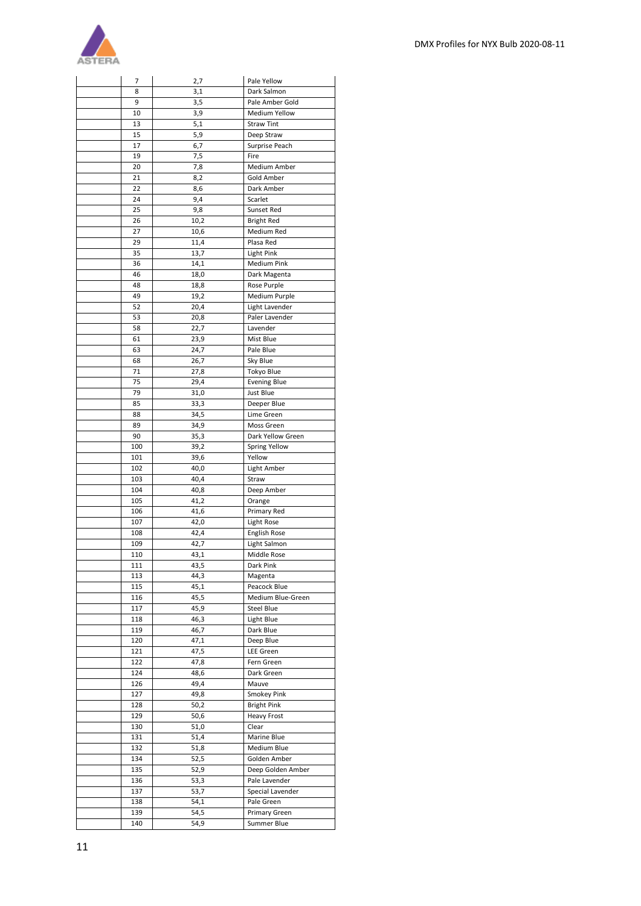|  | 7 | 2,7 | Pale Yellow |
|---|---|---|---|
|  | 8 | 3,1 | Dark Salmon |
|  | 9 | 3,5 | Pale Amber Gold |
|  | 10 | 3,9 | Medium Yellow |
|  | 13 | 5,1 | Straw Tint |
|  | 15 | 5,9 | Deep Straw |
|  | 17 | 6,7 | Surprise Peach |
|  | 19 | 7,5 | Fire |
|  | 20 | 7,8 | Medium Amber |
|  | 21 | 8,2 | Gold Amber |
|  | 22 | 8,6 | Dark Amber |
|  | 24 | 9,4 | Scarlet |
|  | 25 | 9,8 | Sunset Red |
|  | 26 | 10,2 | Bright Red |
|  | 27 | 10,6 | Medium Red |
|  | 29 | 11,4 | Plasa Red |
|  | 35 | 13,7 | Light Pink |
|  | 36 | 14,1 | Medium Pink |
|  | 46 | 18,0 | Dark Magenta |
|  | 48 | 18,8 | Rose Purple |
|  | 49 | 19,2 | Medium Purple |
|  | 52 | 20,4 | Light Lavender |
|  | 53 | 20,8 | Paler Lavender |
|  | 58 | 22,7 | Lavender |
|  | 61 | 23,9 | Mist Blue |
|  | 63 | 24,7 | Pale Blue |
|  | 68 | 26,7 | Sky Blue |
|  | 71 | 27,8 | Tokyo Blue |
|  | 75 | 29,4 | Evening Blue |
|  | 79 | 31,0 | Just Blue |
|  | 85 | 33,3 | Deeper Blue |
|  | 88 | 34,5 | Lime Green |
|  | 89 | 34,9 | Moss Green |
|  | 90 | 35,3 | Dark Yellow Green |
|  | 100 | 39,2 | Spring Yellow |
|  | 101 | 39,6 | Yellow |
|  | 102 | 40,0 | Light Amber |
|  | 103 | 40,4 | Straw |
|  | 104 | 40,8 | Deep Amber |
|  | 105 | 41,2 | Orange |
|  | 106 | 41,6 | Primary Red |
|  | 107 | 42,0 | Light Rose |
|  | 108 | 42,4 | English Rose |
|  | 109 | 42,7 | Light Salmon |
|  | 110 | 43,1 | Middle Rose |
|  | 111 | 43,5 | Dark Pink |
|  | 113 | 44,3 | Magenta |
|  | 115 | 45,1 | Peacock Blue |
|  | 116 | 45,5 | Medium Blue-Green |
|  | 117 | 45,9 | Steel Blue |
|  | 118 | 46,3 | Light Blue |
|  | 119 | 46,7 | Dark Blue |
|  | 120 | 47,1 | Deep Blue |
|  | 121 | 47,5 | LEE Green |
|  | 122 | 47,8 | Fern Green |
|  | 124 | 48,6 | Dark Green |
|  | 126 | 49,4 | Mauve |
|  | 127 | 49,8 | Smokey Pink |
|  | 128 | 50,2 | Bright Pink |
|  | 129 | 50,6 | Heavy Frost |
|  | 130 | 51,0 | Clear |
|  | 131 | 51,4 | Marine Blue |
|  | 132 | 51,8 | Medium Blue |
|  | 134 | 52,5 | Golden Amber |
|  | 135 | 52,9 | Deep Golden Amber |
|  | 136 | 53,3 | Pale Lavender |
|  | 137 | 53,7 | Special Lavender |
|  | 138 | 54,1 | Pale Green |
|  | 139 | 54,5 | Primary Green |
|  | 140 | 54,9 | Summer Blue |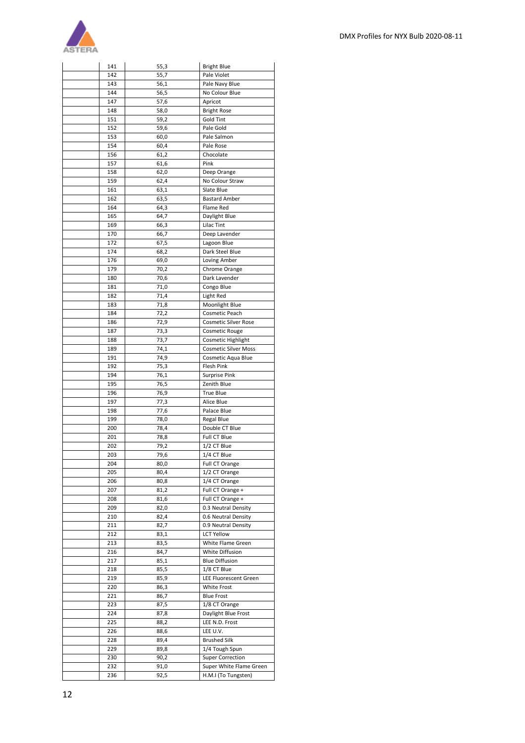| | | | |
|---|---|---|---|
| | 141 | 55,3 | Bright Blue |
| | 142 | 55,7 | Pale Violet |
| | 143 | 56,1 | Pale Navy Blue |
| | 144 | 56,5 | No Colour Blue |
| | 147 | 57,6 | Apricot |
| | 148 | 58,0 | Bright Rose |
| | 151 | 59,2 | Gold Tint |
| | 152 | 59,6 | Pale Gold |
| | 153 | 60,0 | Pale Salmon |
| | 154 | 60,4 | Pale Rose |
| | 156 | 61,2 | Chocolate |
| | 157 | 61,6 | Pink |
| | 158 | 62,0 | Deep Orange |
| | 159 | 62,4 | No Colour Straw |
| | 161 | 63,1 | Slate Blue |
| | 162 | 63,5 | Bastard Amber |
| | 164 | 64,3 | Flame Red |
| | 165 | 64,7 | Daylight Blue |
| | 169 | 66,3 | Lilac Tint |
| | 170 | 66,7 | Deep Lavender |
| | 172 | 67,5 | Lagoon Blue |
| | 174 | 68,2 | Dark Steel Blue |
| | 176 | 69,0 | Loving Amber |
| | 179 | 70,2 | Chrome Orange |
| | 180 | 70,6 | Dark Lavender |
| | 181 | 71,0 | Congo Blue |
| | 182 | 71,4 | Light Red |
| | 183 | 71,8 | Moonlight Blue |
| | 184 | 72,2 | Cosmetic Peach |
| | 186 | 72,9 | Cosmetic Silver Rose |
| | 187 | 73,3 | Cosmetic Rouge |
| | 188 | 73,7 | Cosmetic Highlight |
| | 189 | 74,1 | Cosmetic Silver Moss |
| | 191 | 74,9 | Cosmetic Aqua Blue |
| | 192 | 75,3 | Flesh Pink |
| | 194 | 76,1 | Surprise Pink |
| | 195 | 76,5 | Zenith Blue |
| | 196 | 76,9 | True Blue |
| | 197 | 77,3 | Alice Blue |
| | 198 | 77,6 | Palace Blue |
| | 199 | 78,0 | Regal Blue |
| | 200 | 78,4 | Double CT Blue |
| | 201 | 78,8 | Full CT Blue |
| | 202 | 79,2 | 1/2 CT Blue |
| | 203 | 79,6 | 1/4 CT Blue |
| | 204 | 80,0 | Full CT Orange |
| | 205 | 80,4 | 1/2 CT Orange |
| | 206 | 80,8 | 1/4 CT Orange |
| | 207 | 81,2 | Full CT Orange + |
| | 208 | 81,6 | Full CT Orange + |
| | 209 | 82,0 | 0.3 Neutral Density |
| | 210 | 82,4 | 0.6 Neutral Density |
| | 211 | 82,7 | 0.9 Neutral Density |
| | 212 | 83,1 | LCT Yellow |
| | 213 | 83,5 | White Flame Green |
| | 216 | 84,7 | White Diffusion |
| | 217 | 85,1 | Blue Diffusion |
| | 218 | 85,5 | 1/8 CT Blue |
| | 219 | 85,9 | LEE Fluorescent Green |
| | 220 | 86,3 | White Frost |
| | 221 | 86,7 | Blue Frost |
| | 223 | 87,5 | 1/8 CT Orange |
| | 224 | 87,8 | Daylight Blue Frost |
| | 225 | 88,2 | LEE N.D. Frost |
| | 226 | 88,6 | LEE U.V. |
| | 228 | 89,4 | Brushed Silk |
| | 229 | 89,8 | 1/4 Tough Spun |
| | 230 | 90,2 | Super Correction |
| | 232 | 91,0 | Super White Flame Green |
| | 236 | 92,5 | H.M.I (To Tungsten) |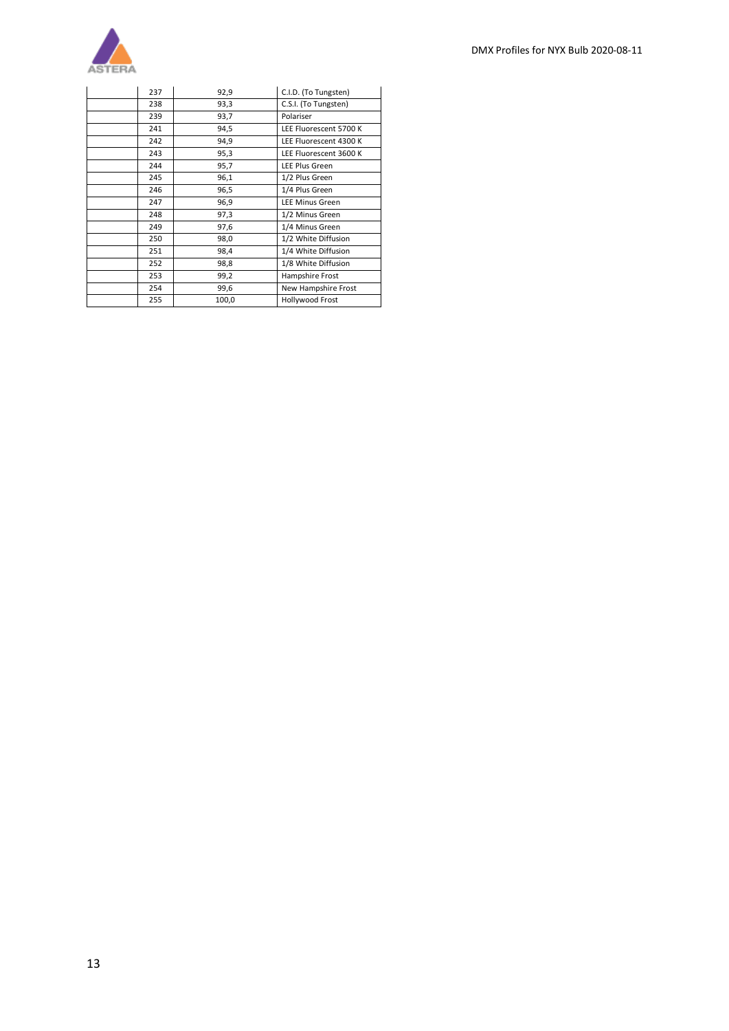| | | | |
|---|---|---|---|
| | 237 | 92,9 | C.I.D. (To Tungsten) |
| | 238 | 93,3 | C.S.I. (To Tungsten) |
| | 239 | 93,7 | Polariser |
| | 241 | 94,5 | LEE Fluorescent 5700 K |
| | 242 | 94,9 | LEE Fluorescent 4300 K |
| | 243 | 95,3 | LEE Fluorescent 3600 K |
| | 244 | 95,7 | LEE Plus Green |
| | 245 | 96,1 | 1/2 Plus Green |
| | 246 | 96,5 | 1/4 Plus Green |
| | 247 | 96,9 | LEE Minus Green |
| | 248 | 97,3 | 1/2 Minus Green |
| | 249 | 97,6 | 1/4 Minus Green |
| | 250 | 98,0 | 1/2 White Diffusion |
| | 251 | 98,4 | 1/4 White Diffusion |
| | 252 | 98,8 | 1/8 White Diffusion |
| | 253 | 99,2 | Hampshire Frost |
| | 254 | 99,6 | New Hampshire Frost |
| | 255 | 100,0 | Hollywood Frost |